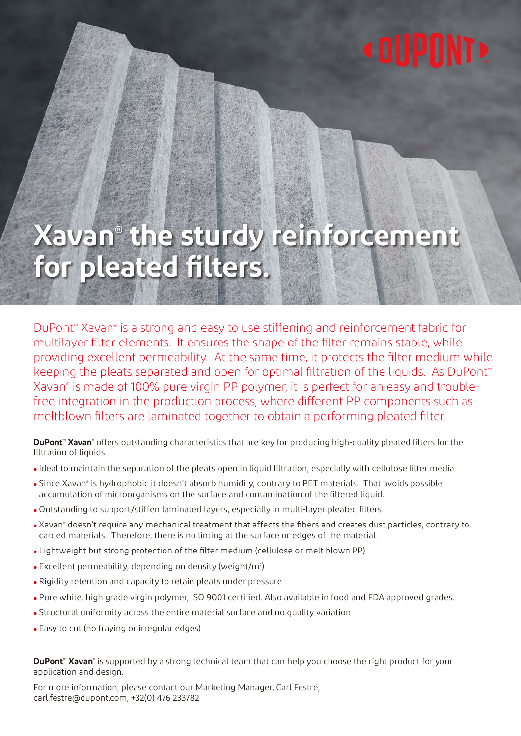# Xavan® the sturdy reinforcement for pleated filters.

DuPont™ Xavan® is a strong and easy to use stiffening and reinforcement fabric for multilayer filter elements. It ensures the shape of the filter remains stable, while providing excellent permeability. At the same time, it protects the filter medium while keeping the pleats separated and open for optimal filtration of the liquids. As DuPont™ Xavan® is made of 100% pure virgin PP polymer, it is perfect for an easy and trouble-free integration in the production process, where different PP components such as meltblown filters are laminated together to obtain a performing pleated filter.

**DuPont™ Xavan®** offers outstanding characteristics that are key for producing high-quality pleated filters for the filtration of liquids.

- Ideal to maintain the separation of the pleats open in liquid filtration, especially with cellulose filter media
- Since Xavan® is hydrophobic it doesn't absorb humidity, contrary to PET materials. That avoids possible accumulation of microorganisms on the surface and contamination of the filtered liquid.
- Outstanding to support/stiffen laminated layers, especially in multi-layer pleated filters.
- Xavan® doesn't require any mechanical treatment that affects the fibers and creates dust particles, contrary to carded materials. Therefore, there is no linting at the surface or edges of the material.
- Lightweight but strong protection of the filter medium (cellulose or melt blown PP)
- Excellent permeability, depending on density (weight/m$^2$)
- Rigidity retention and capacity to retain pleats under pressure
- Pure white, high grade virgin polymer, ISO 9001 certified. Also available in food and FDA approved grades.
- Structural uniformity across the entire material surface and no quality variation
- Easy to cut (no fraying or irregular edges)

**DuPont™ Xavan®** is supported by a strong technical team that can help you choose the right product for your application and design.

For more information, please contact our Marketing Manager, Carl Festré, carl.festre@dupont.com, +32(0) 476 233782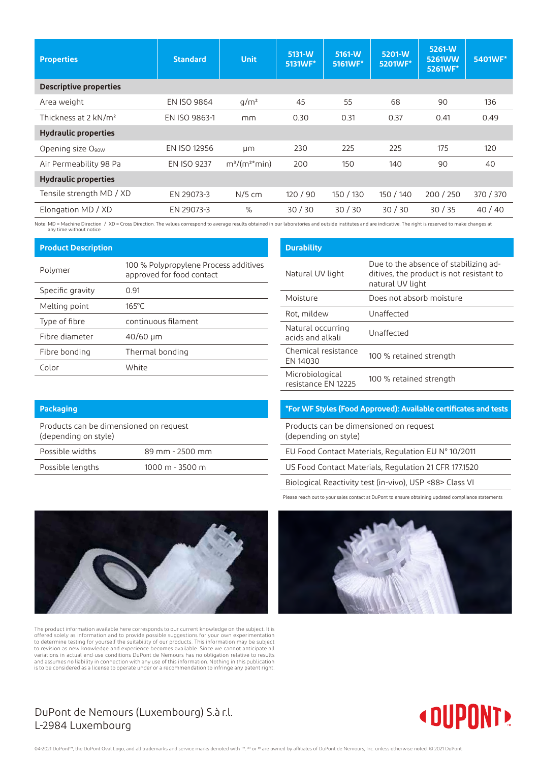| Properties | Standard | Unit | 5131-W 5131WF* | 5161-W 5161WF* | 5201-W 5201WF* | 5261-W 5261WW 5261WF* | 5401WF* |
|---|---|---|---|---|---|---|---|
| **Descriptive properties** | | | | | | | |
| Area weight | EN ISO 9864 | g/m² | 45 | 55 | 68 | 90 | 136 |
| Thickness at 2 kN/m² | EN ISO 9863-1 | mm | 0.30 | 0.31 | 0.37 | 0.41 | 0.49 |
| **Hydraulic properties** | | | | | | | |
| Opening size $O_{90W}$ | EN ISO 12956 | µm | 230 | 225 | 225 | 175 | 120 |
| Air Permeability 98 Pa | EN ISO 9237 | m³/(m²*min) | 200 | 150 | 140 | 90 | 40 |
| **Hydraulic properties** | | | | | | | |
| Tensile strength MD / XD | EN 29073-3 | N/5 cm | 120 / 90 | 150 / 130 | 150 / 140 | 200 / 250 | 370 / 370 |
| Elongation MD / XD | EN 29073-3 | % | 30 / 30 | 30 / 30 | 30 / 30 | 30 / 35 | 40 / 40 |

Note: MD = Machine Direction / XD = Cross Direction. The values correspond to average results obtained in our laboratories and outside institutes and are indicative. The right is reserved to make changes at any time without notice

| Product Description | |
|---|---|
| Polymer | 100 % Polypropylene Process additives approved for food contact |
| Specific gravity | 0.91 |
| Melting point | 165°C |
| Type of fibre | continuous filament |
| Fibre diameter | 40/60 µm |
| Fibre bonding | Thermal bonding |
| Color | White |

| Durability | |
|---|---|
| Natural UV light | Due to the absence of stabilizing additives, the product is not resistant to natural UV light |
| Moisture | Does not absorb moisture |
| Rot, mildew | Unaffected |
| Natural occurring acids and alkali | Unaffected |
| Chemical resistance EN 14030 | 100 % retained strength |
| Microbiological resistance EN 12225 | 100 % retained strength |

| Packaging | |
|---|---|
| Products can be dimensioned on request (depending on style) | |
| Possible widths | 89 mm - 2500 mm |
| Possible lengths | 1000 m - 3500 m |

| *For WF Styles (Food Approved): Available certificates and tests |
|---|
| Products can be dimensioned on request (depending on style) |
| EU Food Contact Materials, Regulation EU N° 10/2011 |
| US Food Contact Materials, Regulation 21 CFR 177.1520 |
| Biological Reactivity test (in-vivo), USP <88> Class VI |

Please reach out to your sales contact at DuPont to ensure obtaining updated compliance statements

The product information available here corresponds to our current knowledge on the subject. It is offered solely as information and to provide possible suggestions for your own experimentation to determine testing for yourself the suitability of our products. This information may be subject to revision as new knowledge and experience becomes available. Since we cannot anticipate all variations in actual end-use conditions DuPont de Nemours has no obligation relative to results and assumes no liability in connection with any use of this information. Nothing in this publication is to be considered as a license to operate under or a recommendation to infringe any patent right.

DuPont de Nemours (Luxembourg) S.à r.l.
L-2984 Luxembourg

04-2021 DuPont™, the DuPont Oval Logo, and all trademarks and service marks denoted with ™, ℠ or ® are owned by affiliates of DuPont de Nemours, Inc. unless otherwise noted. © 2021 DuPont.